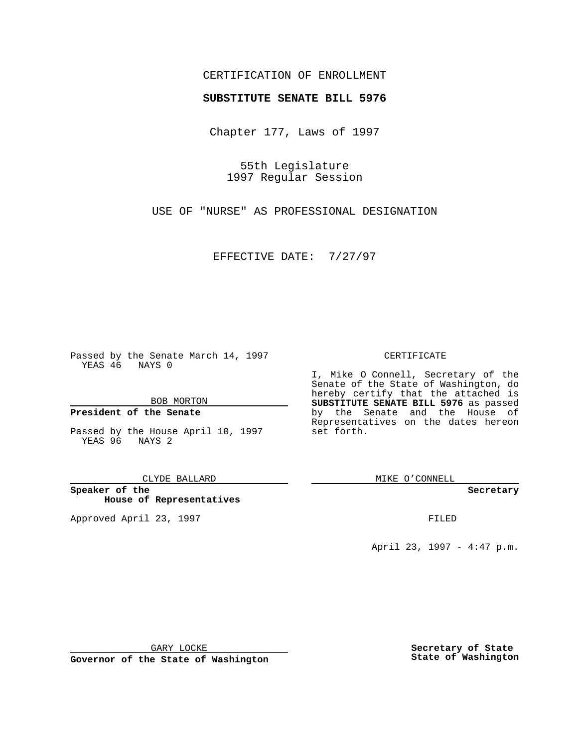CERTIFICATION OF ENROLLMENT

**SUBSTITUTE SENATE BILL 5976**

Chapter 177, Laws of 1997

55th Legislature
1997 Regular Session

USE OF "NURSE" AS PROFESSIONAL DESIGNATION

EFFECTIVE DATE: 7/27/97

Passed by the Senate March 14, 1997
YEAS 46 NAYS 0

BOB MORTON

**President of the Senate**

Passed by the House April 10, 1997
YEAS 96 NAYS 2

CLYDE BALLARD

**Speaker of the House of Representatives**

Approved April 23, 1997

GARY LOCKE

**Governor of the State of Washington**

CERTIFICATE

I, Mike O Connell, Secretary of the Senate of the State of Washington, do hereby certify that the attached is **SUBSTITUTE SENATE BILL 5976** as passed by the Senate and the House of Representatives on the dates hereon set forth.

MIKE O'CONNELL

**Secretary**

FILED

April 23, 1997 - 4:47 p.m.

**Secretary of State**
**State of Washington**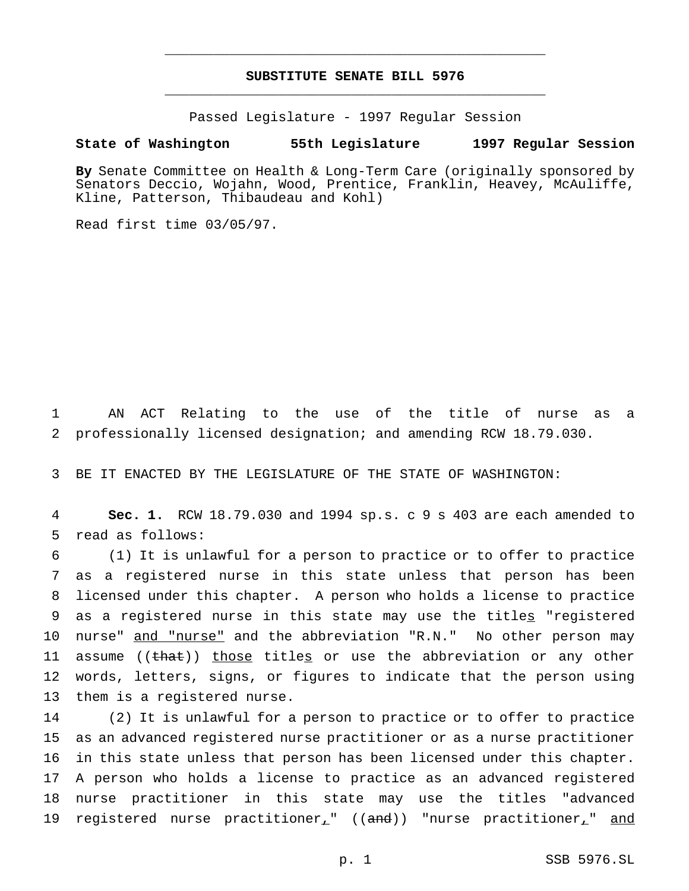# SUBSTITUTE SENATE BILL 5976

Passed Legislature - 1997 Regular Session

**State of Washington 55th Legislature 1997 Regular Session**

**By** Senate Committee on Health & Long-Term Care (originally sponsored by Senators Deccio, Wojahn, Wood, Prentice, Franklin, Heavey, McAuliffe, Kline, Patterson, Thibaudeau and Kohl)

Read first time 03/05/97.

AN ACT Relating to the use of the title of nurse as a professionally licensed designation; and amending RCW 18.79.030.

BE IT ENACTED BY THE LEGISLATURE OF THE STATE OF WASHINGTON:

**Sec. 1.** RCW 18.79.030 and 1994 sp.s. c 9 s 403 are each amended to read as follows:

(1) It is unlawful for a person to practice or to offer to practice as a registered nurse in this state unless that person has been licensed under this chapter. A person who holds a license to practice as a registered nurse in this state may use the title<u>s</u> "registered nurse" <u>and "nurse"</u> and the abbreviation "R.N." No other person may assume ((~~that~~)) <u>those</u> title<u>s</u> or use the abbreviation or any other words, letters, signs, or figures to indicate that the person using them is a registered nurse.

(2) It is unlawful for a person to practice or to offer to practice as an advanced registered nurse practitioner or as a nurse practitioner in this state unless that person has been licensed under this chapter. A person who holds a license to practice as an advanced registered nurse practitioner in this state may use the titles "advanced registered nurse practitioner<u>,</u>" ((~~and~~)) "nurse practitioner<u>,</u>" <u>and</u>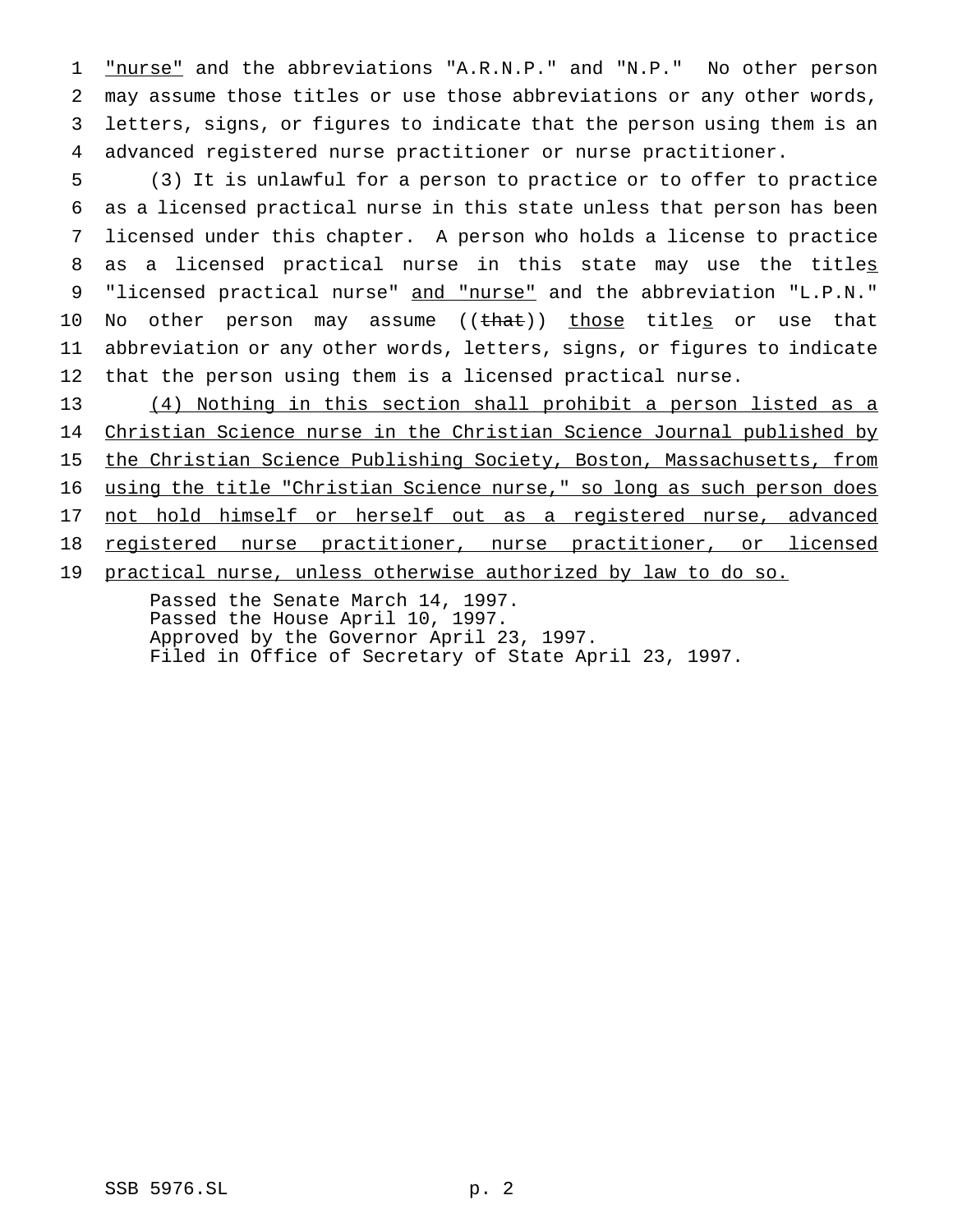"nurse" and the abbreviations "A.R.N.P." and "N.P." No other person may assume those titles or use those abbreviations or any other words, letters, signs, or figures to indicate that the person using them is an advanced registered nurse practitioner or nurse practitioner.

(3) It is unlawful for a person to practice or to offer to practice as a licensed practical nurse in this state unless that person has been licensed under this chapter. A person who holds a license to practice as a licensed practical nurse in this state may use the titles "licensed practical nurse" and "nurse" and the abbreviation "L.P.N." No other person may assume ((that)) those titles or use that abbreviation or any other words, letters, signs, or figures to indicate that the person using them is a licensed practical nurse.

(4) Nothing in this section shall prohibit a person listed as a Christian Science nurse in the Christian Science Journal published by the Christian Science Publishing Society, Boston, Massachusetts, from using the title "Christian Science nurse," so long as such person does not hold himself or herself out as a registered nurse, advanced registered nurse practitioner, nurse practitioner, or licensed practical nurse, unless otherwise authorized by law to do so.

Passed the Senate March 14, 1997.
Passed the House April 10, 1997.
Approved by the Governor April 23, 1997.
Filed in Office of Secretary of State April 23, 1997.